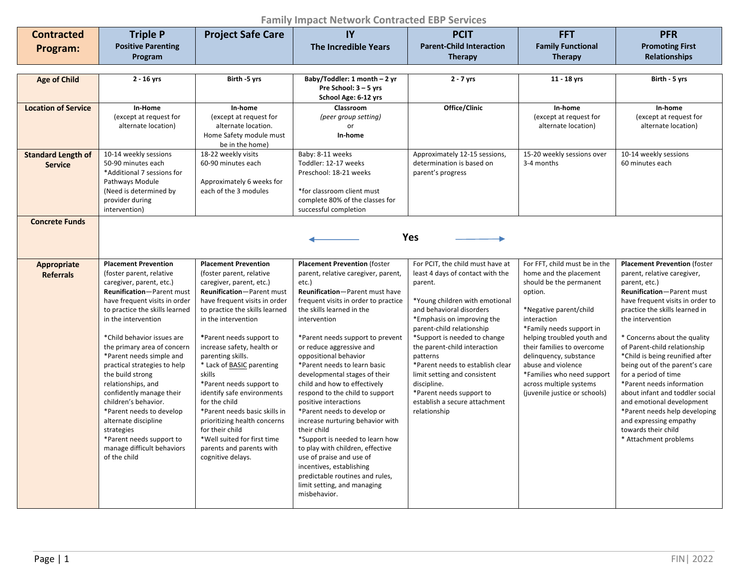# Family Impact Network Contracted EBP Services

| Contracted Program: | Triple P<br>Positive Parenting Program | Project Safe Care | IY<br>The Incredible Years | PCIT<br>Parent-Child Interaction Therapy | FFT<br>Family Functional Therapy | PFR<br>Promoting First Relationships |
|---|---|---|---|---|---|---|
| **Age of Child** | **2 - 16 yrs** | **Birth -5 yrs** | **Baby/Toddler: 1 month – 2 yr**<br>**Pre School: 3 – 5 yrs**<br>**School Age: 6-12 yrs** | **2 - 7 yrs** | **11 - 18 yrs** | **Birth - 5 yrs** |
| **Location of Service** | **In-Home**<br>(except at request for alternate location) | **In-home**<br>(except at request for alternate location. Home Safety module must be in the home) | **Classroom**<br>*(peer group setting)*<br>or<br>**In-home** | **Office/Clinic** | **In-home**<br>(except at request for alternate location) | **In-Home**<br>(except at request for alternate location) |
| **Standard Length of Service** | 10-14 weekly sessions<br>50-90 minutes each<br>*Additional 7 sessions for Pathways Module<br>(Need is determined by provider during intervention) | 18-22 weekly visits<br>60-90 minutes each<br><br>Approximately 6 weeks for each of the 3 modules | Baby: 8-11 weeks<br>Toddler: 12-17 weeks<br>Preschool: 18-21 weeks<br><br>*for classroom client must complete 80% of the classes for successful completion | Approximately 12-15 sessions, determination is based on parent's progress | 15-20 weekly sessions over 3-4 months | 10-14 weekly sessions<br>60 minutes each |
| **Concrete Funds** | ← **Yes** → | | | | | |
| **Appropriate Referrals** | **Placement Prevention** (foster parent, relative caregiver, parent, etc.)<br>**Reunification**—Parent must have frequent visits in order to practice the skills learned in the intervention<br><br>*Child behavior issues are the primary area of concern<br>*Parent needs simple and practical strategies to help the build strong relationships, and confidently manage their children's behavior.<br>*Parent needs to develop alternate discipline strategies<br>*Parent needs support to manage difficult behaviors of the child | **Placement Prevention** (foster parent, relative caregiver, parent, etc.)<br>**Reunification**—Parent must have frequent visits in order to practice the skills learned in the intervention<br><br>*Parent needs support to increase safety, health or parenting skills.<br>* Lack of BASIC parenting skills<br>*Parent needs support to identify safe environments for the child<br>*Parent needs basic skills in prioritizing health concerns for their child<br>*Well suited for first time parents and parents with cognitive delays. | **Placement Prevention** (foster parent, relative caregiver, parent, etc.)<br>**Reunification**—Parent must have frequent visits in order to practice the skills learned in the intervention<br><br>*Parent needs support to prevent or reduce aggressive and oppositional behavior<br>*Parent needs to learn basic developmental stages of their child and how to effectively respond to the child to support positive interactions<br>*Parent needs to develop or increase nurturing behavior with their child<br>*Support is needed to learn how to play with children, effective use of praise and use of incentives, establishing predictable routines and rules, limit setting, and managing misbehavior. | For PCIT, the child must have at least 4 days of contact with the parent.<br><br>*Young children with emotional and behavioral disorders<br>*Emphasis on improving the parent-child relationship<br>*Support is needed to change the parent-child interaction patterns<br>*Parent needs to establish clear limit setting and consistent discipline.<br>*Parent needs support to establish a secure attachment relationship | For FFT, child must be in the home and the placement should be the permanent option.<br><br>*Negative parent/child interaction<br>*Family needs support in helping troubled youth and their families to overcome delinquency, substance abuse and violence<br>*Families who need support across multiple systems (juvenile justice or schools) | **Placement Prevention** (foster parent, relative caregiver, parent, etc.)<br>**Reunification**—Parent must have frequent visits in order to practice the skills learned in the intervention<br><br>* Concerns about the quality of Parent-child relationship<br>*Child is being reunified after being out of the parent's care for a period of time<br>*Parent needs information about infant and toddler social and emotional development<br>*Parent needs help developing and expressing empathy towards their child<br>* Attachment problems |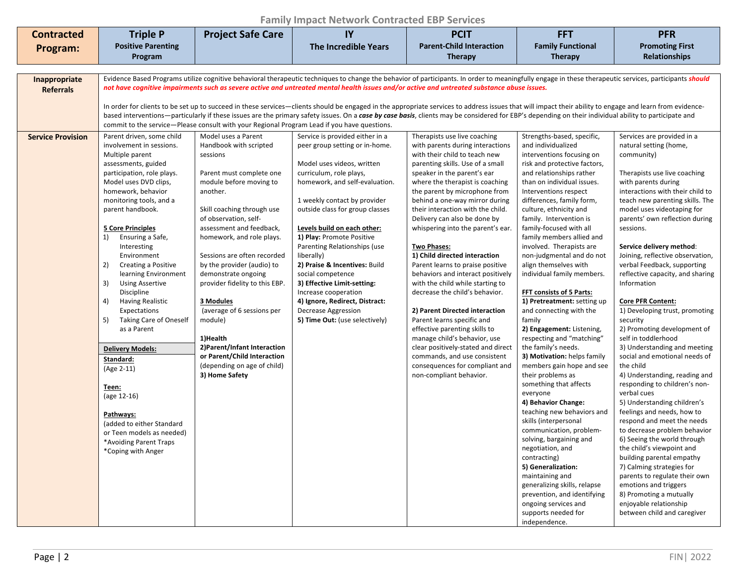# Family Impact Network Contracted EBP Services

| Contracted Program: | Triple P<br>Positive Parenting Program | Project Safe Care | IY<br>The Incredible Years | PCIT<br>Parent-Child Interaction Therapy | FFT<br>Family Functional Therapy | PFR<br>Promoting First Relationships |
|---|---|---|---|---|---|---|
| **Inappropriate Referrals** | Evidence Based Programs utilize cognitive behavioral therapeutic techniques to change the behavior of participants. In order to meaningfully engage in these therapeutic services, participants ***should not have cognitive impairments such as severe active and untreated mental health issues and/or active and untreated substance abuse issues.***<br><br>In order for clients to be set up to succeed in these services—clients should be engaged in the appropriate services to address issues that will impact their ability to engage and learn from evidence-based interventions—particularly if these issues are the primary safety issues. On a ***case by case basis***, clients may be considered for EBP's depending on their individual ability to participate and commit to the service—Please consult with your Regional Program Lead if you have questions. | | | | | |
| **Service Provision** | Parent driven, some child involvement in sessions. Multiple parent assessments, guided participation, role plays. Model uses DVD clips, homework, behavior monitoring tools, and a parent handbook.<br><br>**5 Core Principles**<br>1) Ensuring a Safe, Interesting Environment<br>2) Creating a Positive learning Environment<br>3) Using Assertive Discipline<br>4) Having Realistic Expectations<br>5) Taking Care of Oneself as a Parent<br><br>**Delivery Models:**<br>**Standard:**<br>(Age 2-11)<br><br>**Teen:**<br>(age 12-16)<br><br>**Pathways:**<br>(added to either Standard or Teen models as needed)<br>*Avoiding Parent Traps<br>*Coping with Anger | Model uses a Parent Handbook with scripted sessions<br><br>Parent must complete one module before moving to another.<br><br>Skill coaching through use of observation, self-assessment and feedback, homework, and role plays.<br><br>Sessions are often recorded by the provider (audio) to demonstrate ongoing provider fidelity to this EBP.<br><br>**3 Modules**<br>(average of 6 sessions per module)<br><br>**1)Health**<br>**2)Parent/Infant Interaction or Parent/Child Interaction** (depending on age of child)<br>**3) Home Safety** | Service is provided either in a peer group setting or in-home.<br><br>Model uses videos, written curriculum, role plays, homework, and self-evaluation.<br><br>1 weekly contact by provider outside class for group classes<br><br>**Levels build on each other:**<br>**1) Play:** Promote Positive Parenting Relationships (use liberally)<br>**2) Praise & Incentives:** Build social competence<br>**3) Effective Limit-setting:** Increase cooperation<br>**4) Ignore, Redirect, Distract:** Decrease Aggression<br>**5) Time Out:** (use selectively) | Therapists use live coaching with parents during interactions with their child to teach new parenting skills. Use of a small speaker in the parent's ear where the therapist is coaching the parent by microphone from behind a one-way mirror during their interaction with the child. Delivery can also be done by whispering into the parent's ear.<br><br>**Two Phases:**<br>**1) Child directed interaction**<br>Parent learns to praise positive behaviors and interact positively with the child while starting to decrease the child's behavior.<br><br>**2) Parent Directed interaction**<br>Parent learns specific and effective parenting skills to manage child's behavior, use clear positively-stated and direct commands, and use consistent consequences for compliant and non-compliant behavior. | Strengths-based, specific, and individualized interventions focusing on risk and protective factors, and relationships rather than on individual issues. Interventions respect differences, family form, culture, ethnicity and family. Intervention is family-focused with all family members allied and involved. Therapists are non-judgmental and do not align themselves with individual family members.<br><br>**FFT consists of 5 Parts:**<br>**1) Pretreatment:** setting up and connecting with the family<br>**2) Engagement:** Listening, respecting and "matching" the family's needs.<br>**3) Motivation:** helps family members gain hope and see their problems as something that affects everyone<br>**4) Behavior Change:** teaching new behaviors and skills (interpersonal communication, problem-solving, bargaining and negotiation, and contracting)<br>**5) Generalization:** maintaining and generalizing skills, relapse prevention, and identifying ongoing services and supports needed for independence. | Services are provided in a natural setting (home, community)<br><br>Therapists use live coaching with parents during interactions with their child to teach new parenting skills. The model uses videotaping for parents' own reflection during sessions.<br><br>**Service delivery method**: Joining, reflective observation, verbal Feedback, supporting reflective capacity, and sharing Information<br><br>**Core PFR Content:**<br>1) Developing trust, promoting security<br>2) Promoting development of self in toddlerhood<br>3) Understanding and meeting social and emotional needs of the child<br>4) Understanding, reading and responding to children's non-verbal cues<br>5) Understanding children's feelings and needs, how to respond and meet the needs to decrease problem behavior<br>6) Seeing the world through the child's viewpoint and building parental empathy<br>7) Calming strategies for parents to regulate their own emotions and triggers<br>8) Promoting a mutually enjoyable relationship between child and caregiver |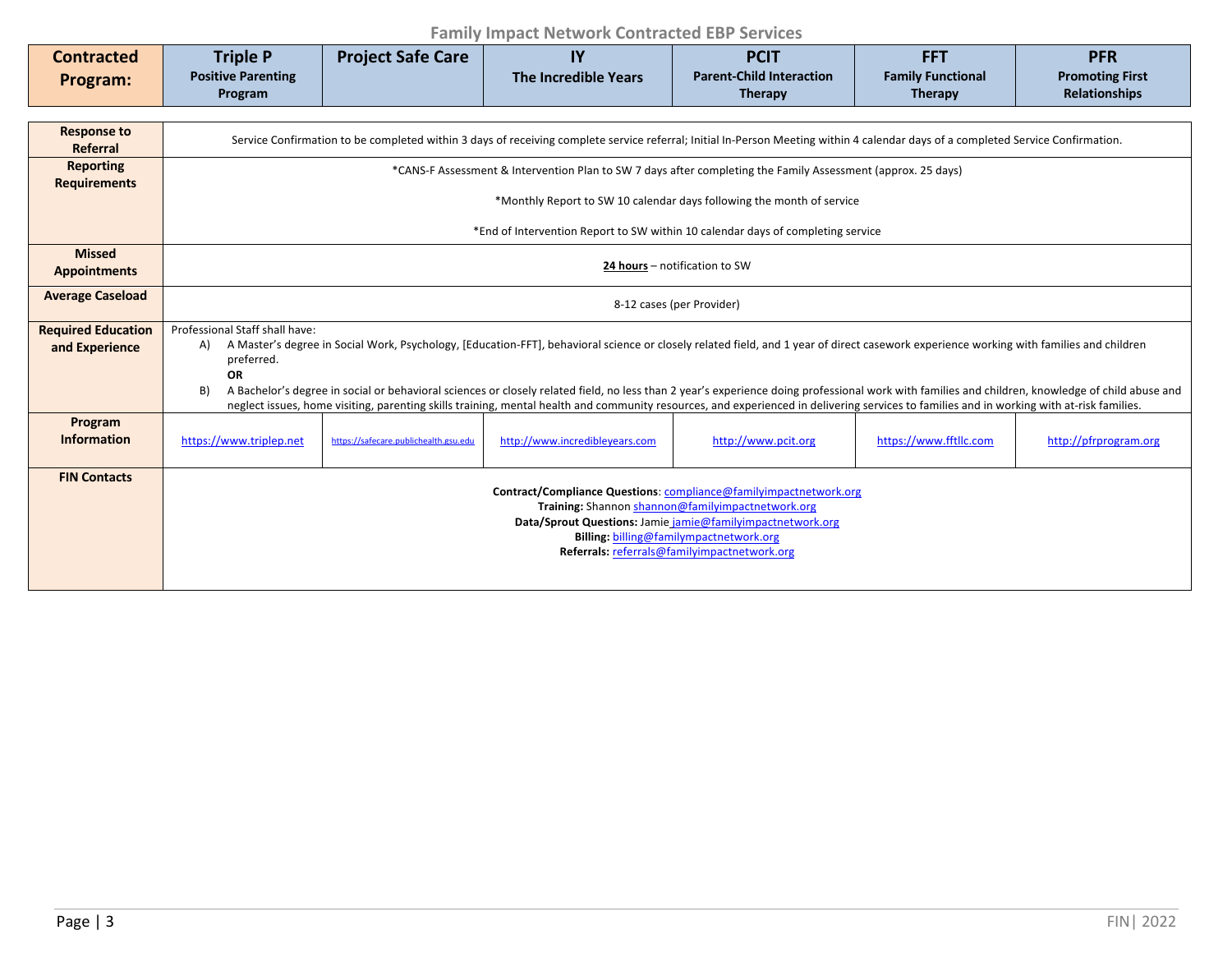## Family Impact Network Contracted EBP Services

| Contracted Program: | Triple P<br>Positive Parenting Program | Project Safe Care | IY<br>The Incredible Years | PCIT<br>Parent-Child Interaction Therapy | FFT<br>Family Functional Therapy | PFR<br>Promoting First Relationships |
|---|---|---|---|---|---|---|
| Response to Referral | Service Confirmation to be completed within 3 days of receiving complete service referral; Initial In-Person Meeting within 4 calendar days of a completed Service Confirmation. | | | | | |
| Reporting Requirements | *CANS-F Assessment & Intervention Plan to SW 7 days after completing the Family Assessment (approx. 25 days)<br>*Monthly Report to SW 10 calendar days following the month of service<br>*End of Intervention Report to SW within 10 calendar days of completing service | | | | | |
| Missed Appointments | **24 hours** – notification to SW | | | | | |
| Average Caseload | 8-12 cases (per Provider) | | | | | |
| Required Education and Experience | Professional Staff shall have:<br>A) A Master's degree in Social Work, Psychology, [Education-FFT], behavioral science or closely related field, and 1 year of direct casework experience working with families and children preferred.<br>**OR**<br>B) A Bachelor's degree in social or behavioral sciences or closely related field, no less than 2 year's experience doing professional work with families and children, knowledge of child abuse and neglect issues, home visiting, parenting skills training, mental health and community resources, and experienced in delivering services to families and in working with at-risk families. | | | | | |
| Program Information | https://www.triplep.net | https://safecare.publichealth.gsu.edu | http://www.incredibleyears.com | http://www.pcit.org | https://www.fftllc.com | http://pfrprogram.org |
| FIN Contacts | **Contract/Compliance Questions**: compliance@familyimpactnetwork.org<br>**Training:** Shannon shannon@familyimpactnetwork.org<br>**Data/Sprout Questions:** Jamie jamie@familyimpactnetwork.org<br>**Billing:** billing@familympactnetwork.org<br>**Referrals:** referrals@familyimpactnetwork.org | | | | | |